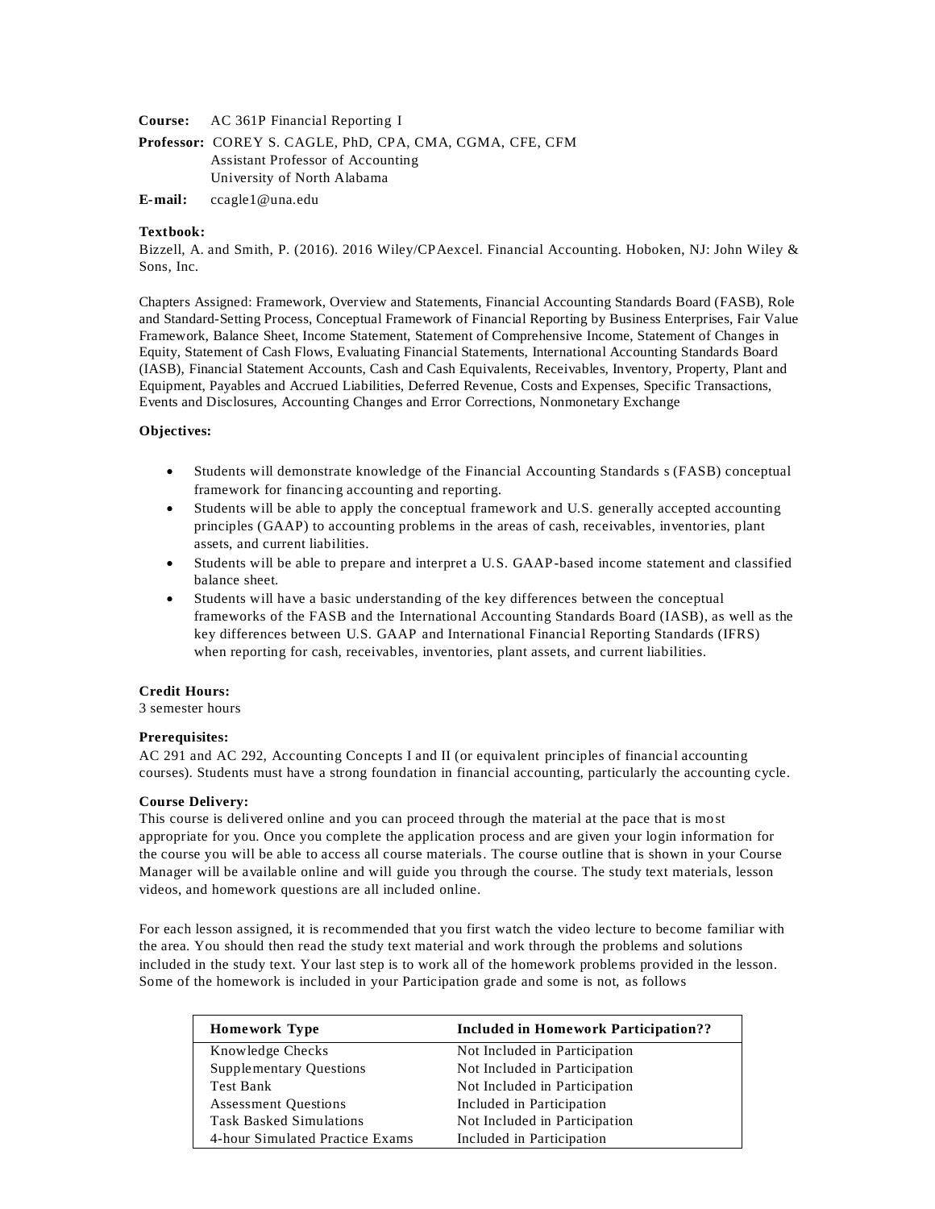**Course:** AC 361P Financial Reporting I

**Professor:** COREY S. CAGLE, PhD, CPA, CMA, CGMA, CFE, CFM
Assistant Professor of Accounting
University of North Alabama

**E-mail:** ccagle1@una.edu

**Textbook:**
Bizzell, A. and Smith, P. (2016). 2016 Wiley/CPAexcel. Financial Accounting. Hoboken, NJ: John Wiley & Sons, Inc.

Chapters Assigned: Framework, Overview and Statements, Financial Accounting Standards Board (FASB), Role and Standard-Setting Process, Conceptual Framework of Financial Reporting by Business Enterprises, Fair Value Framework, Balance Sheet, Income Statement, Statement of Comprehensive Income, Statement of Changes in Equity, Statement of Cash Flows, Evaluating Financial Statements, International Accounting Standards Board (IASB), Financial Statement Accounts, Cash and Cash Equivalents, Receivables, Inventory, Property, Plant and Equipment, Payables and Accrued Liabilities, Deferred Revenue, Costs and Expenses, Specific Transactions, Events and Disclosures, Accounting Changes and Error Corrections, Nonmonetary Exchange

**Objectives:**

- Students will demonstrate knowledge of the Financial Accounting Standards s (FASB) conceptual framework for financing accounting and reporting.
- Students will be able to apply the conceptual framework and U.S. generally accepted accounting principles (GAAP) to accounting problems in the areas of cash, receivables, inventories, plant assets, and current liabilities.
- Students will be able to prepare and interpret a U.S. GAAP-based income statement and classified balance sheet.
- Students will have a basic understanding of the key differences between the conceptual frameworks of the FASB and the International Accounting Standards Board (IASB), as well as the key differences between U.S. GAAP and International Financial Reporting Standards (IFRS) when reporting for cash, receivables, inventories, plant assets, and current liabilities.

**Credit Hours:**
3 semester hours

**Prerequisites:**
AC 291 and AC 292, Accounting Concepts I and II (or equivalent principles of financial accounting courses). Students must have a strong foundation in financial accounting, particularly the accounting cycle.

**Course Delivery:**
This course is delivered online and you can proceed through the material at the pace that is most appropriate for you. Once you complete the application process and are given your login information for the course you will be able to access all course materials. The course outline that is shown in your Course Manager will be available online and will guide you through the course. The study text materials, lesson videos, and homework questions are all included online.

For each lesson assigned, it is recommended that you first watch the video lecture to become familiar with the area. You should then read the study text material and work through the problems and solutions included in the study text. Your last step is to work all of the homework problems provided in the lesson. Some of the homework is included in your Participation grade and some is not, as follows

| Homework Type | Included in Homework Participation?? |
|---|---|
| Knowledge Checks | Not Included in Participation |
| Supplementary Questions | Not Included in Participation |
| Test Bank | Not Included in Participation |
| Assessment Questions | Included in Participation |
| Task Basked Simulations | Not Included in Participation |
| 4-hour Simulated Practice Exams | Included in Participation |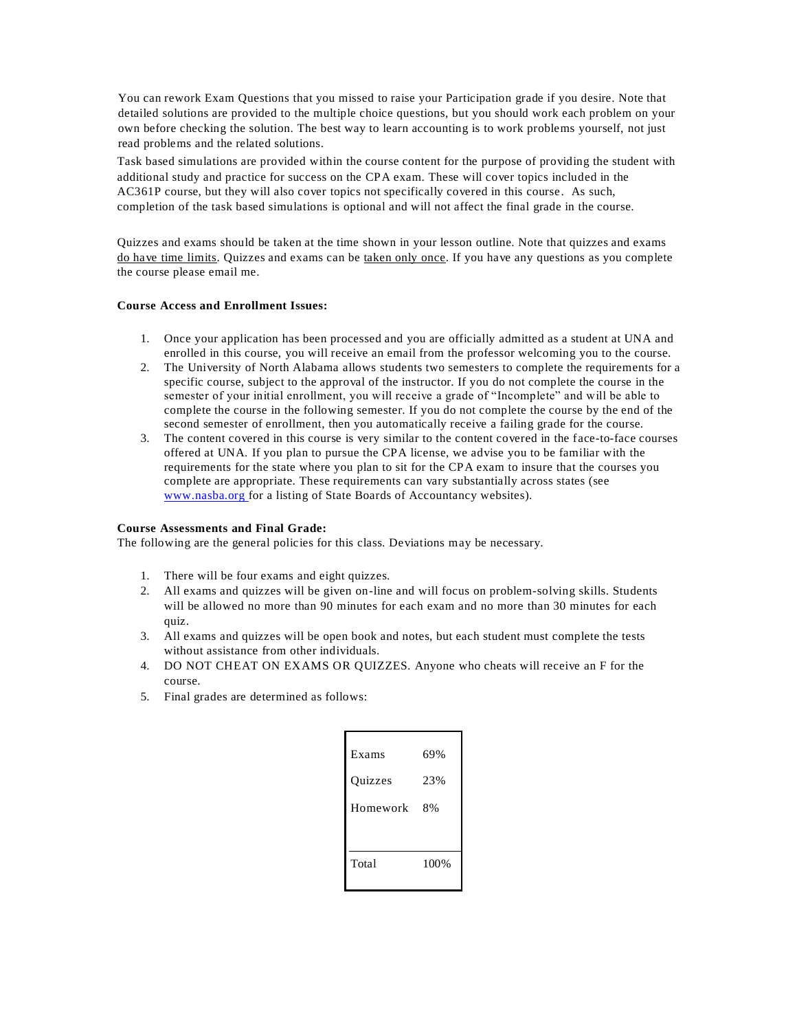You can rework Exam Questions that you missed to raise your Participation grade if you desire. Note that detailed solutions are provided to the multiple choice questions, but you should work each problem on your own before checking the solution. The best way to learn accounting is to work problems yourself, not just read problems and the related solutions.

Task based simulations are provided within the course content for the purpose of providing the student with additional study and practice for success on the CPA exam. These will cover topics included in the AC361P course, but they will also cover topics not specifically covered in this course. As such, completion of the task based simulations is optional and will not affect the final grade in the course.

Quizzes and exams should be taken at the time shown in your lesson outline. Note that quizzes and exams do have time limits. Quizzes and exams can be taken only once. If you have any questions as you complete the course please email me.

**Course Access and Enrollment Issues:**

1. Once your application has been processed and you are officially admitted as a student at UNA and enrolled in this course, you will receive an email from the professor welcoming you to the course.
2. The University of North Alabama allows students two semesters to complete the requirements for a specific course, subject to the approval of the instructor. If you do not complete the course in the semester of your initial enrollment, you will receive a grade of "Incomplete" and will be able to complete the course in the following semester. If you do not complete the course by the end of the second semester of enrollment, then you automatically receive a failing grade for the course.
3. The content covered in this course is very similar to the content covered in the face-to-face courses offered at UNA. If you plan to pursue the CPA license, we advise you to be familiar with the requirements for the state where you plan to sit for the CPA exam to insure that the courses you complete are appropriate. These requirements can vary substantially across states (see www.nasba.org for a listing of State Boards of Accountancy websites).

**Course Assessments and Final Grade:**
The following are the general policies for this class. Deviations may be necessary.

1. There will be four exams and eight quizzes.
2. All exams and quizzes will be given on-line and will focus on problem-solving skills. Students will be allowed no more than 90 minutes for each exam and no more than 30 minutes for each quiz.
3. All exams and quizzes will be open book and notes, but each student must complete the tests without assistance from other individuals.
4. DO NOT CHEAT ON EXAMS OR QUIZZES. Anyone who cheats will receive an F for the course.
5. Final grades are determined as follows:

| | |
|---|---|
| Exams | 69% |
| Quizzes | 23% |
| Homework | 8% |
| Total | 100% |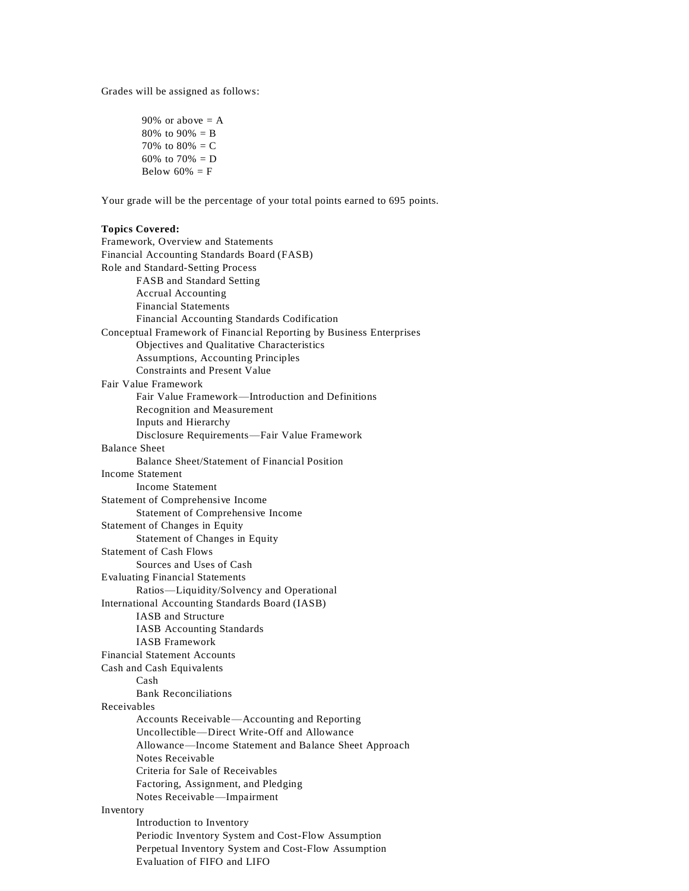Grades will be assigned as follows:

- 90% or above = A
- 80% to 90% = B
- 70% to 80% = C
- 60% to 70% = D
- Below 60% = F

Your grade will be the percentage of your total points earned to 695 points.

**Topics Covered:**

Framework, Overview and Statements

Financial Accounting Standards Board (FASB)

Role and Standard-Setting Process
- FASB and Standard Setting
- Accrual Accounting
- Financial Statements
- Financial Accounting Standards Codification

Conceptual Framework of Financial Reporting by Business Enterprises
- Objectives and Qualitative Characteristics
- Assumptions, Accounting Principles
- Constraints and Present Value

Fair Value Framework
- Fair Value Framework—Introduction and Definitions
- Recognition and Measurement
- Inputs and Hierarchy
- Disclosure Requirements—Fair Value Framework

Balance Sheet
- Balance Sheet/Statement of Financial Position

Income Statement
- Income Statement

Statement of Comprehensive Income
- Statement of Comprehensive Income

Statement of Changes in Equity
- Statement of Changes in Equity

Statement of Cash Flows
- Sources and Uses of Cash

Evaluating Financial Statements
- Ratios—Liquidity/Solvency and Operational

International Accounting Standards Board (IASB)
- IASB and Structure
- IASB Accounting Standards
- IASB Framework

Financial Statement Accounts

Cash and Cash Equivalents
- Cash
- Bank Reconciliations

Receivables
- Accounts Receivable—Accounting and Reporting
- Uncollectible—Direct Write-Off and Allowance
- Allowance—Income Statement and Balance Sheet Approach
- Notes Receivable
- Criteria for Sale of Receivables
- Factoring, Assignment, and Pledging
- Notes Receivable—Impairment

Inventory
- Introduction to Inventory
- Periodic Inventory System and Cost-Flow Assumption
- Perpetual Inventory System and Cost-Flow Assumption
- Evaluation of FIFO and LIFO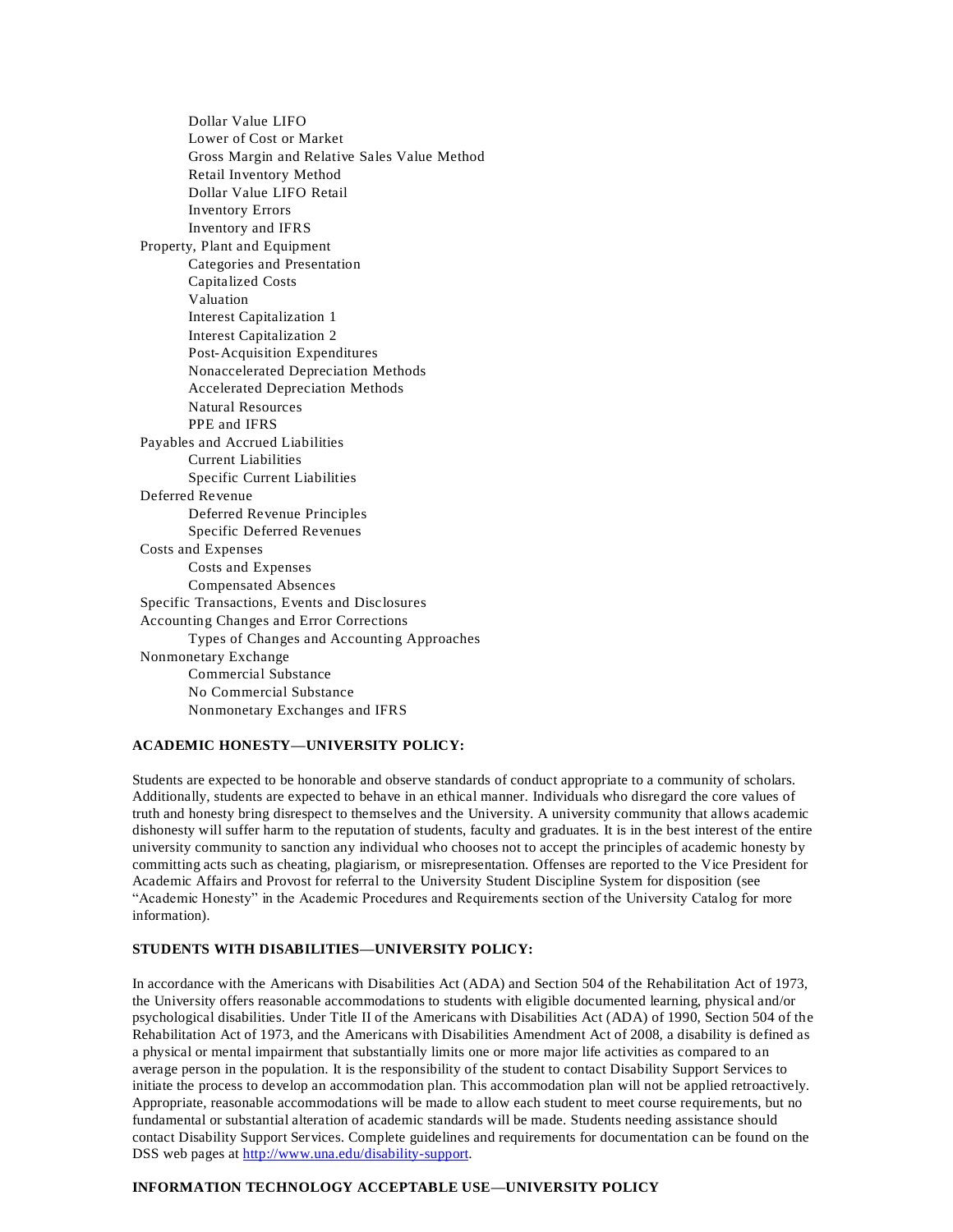- Dollar Value LIFO
  - Lower of Cost or Market
  - Gross Margin and Relative Sales Value Method
  - Retail Inventory Method
  - Dollar Value LIFO Retail
  - Inventory Errors
  - Inventory and IFRS
- Property, Plant and Equipment
  - Categories and Presentation
  - Capitalized Costs
  - Valuation
  - Interest Capitalization 1
  - Interest Capitalization 2
  - Post-Acquisition Expenditures
  - Nonaccelerated Depreciation Methods
  - Accelerated Depreciation Methods
  - Natural Resources
  - PPE and IFRS
- Payables and Accrued Liabilities
  - Current Liabilities
  - Specific Current Liabilities
- Deferred Revenue
  - Deferred Revenue Principles
  - Specific Deferred Revenues
- Costs and Expenses
  - Costs and Expenses
  - Compensated Absences
- Specific Transactions, Events and Disclosures
- Accounting Changes and Error Corrections
  - Types of Changes and Accounting Approaches
- Nonmonetary Exchange
  - Commercial Substance
  - No Commercial Substance
  - Nonmonetary Exchanges and IFRS

**ACADEMIC HONESTY—UNIVERSITY POLICY:**

Students are expected to be honorable and observe standards of conduct appropriate to a community of scholars. Additionally, students are expected to behave in an ethical manner. Individuals who disregard the core values of truth and honesty bring disrespect to themselves and the University. A university community that allows academic dishonesty will suffer harm to the reputation of students, faculty and graduates. It is in the best interest of the entire university community to sanction any individual who chooses not to accept the principles of academic honesty by committing acts such as cheating, plagiarism, or misrepresentation. Offenses are reported to the Vice President for Academic Affairs and Provost for referral to the University Student Discipline System for disposition (see "Academic Honesty" in the Academic Procedures and Requirements section of the University Catalog for more information).

**STUDENTS WITH DISABILITIES—UNIVERSITY POLICY:**

In accordance with the Americans with Disabilities Act (ADA) and Section 504 of the Rehabilitation Act of 1973, the University offers reasonable accommodations to students with eligible documented learning, physical and/or psychological disabilities. Under Title II of the Americans with Disabilities Act (ADA) of 1990, Section 504 of the Rehabilitation Act of 1973, and the Americans with Disabilities Amendment Act of 2008, a disability is defined as a physical or mental impairment that substantially limits one or more major life activities as compared to an average person in the population. It is the responsibility of the student to contact Disability Support Services to initiate the process to develop an accommodation plan. This accommodation plan will not be applied retroactively. Appropriate, reasonable accommodations will be made to allow each student to meet course requirements, but no fundamental or substantial alteration of academic standards will be made. Students needing assistance should contact Disability Support Services. Complete guidelines and requirements for documentation can be found on the DSS web pages at http://www.una.edu/disability-support.

**INFORMATION TECHNOLOGY ACCEPTABLE USE—UNIVERSITY POLICY**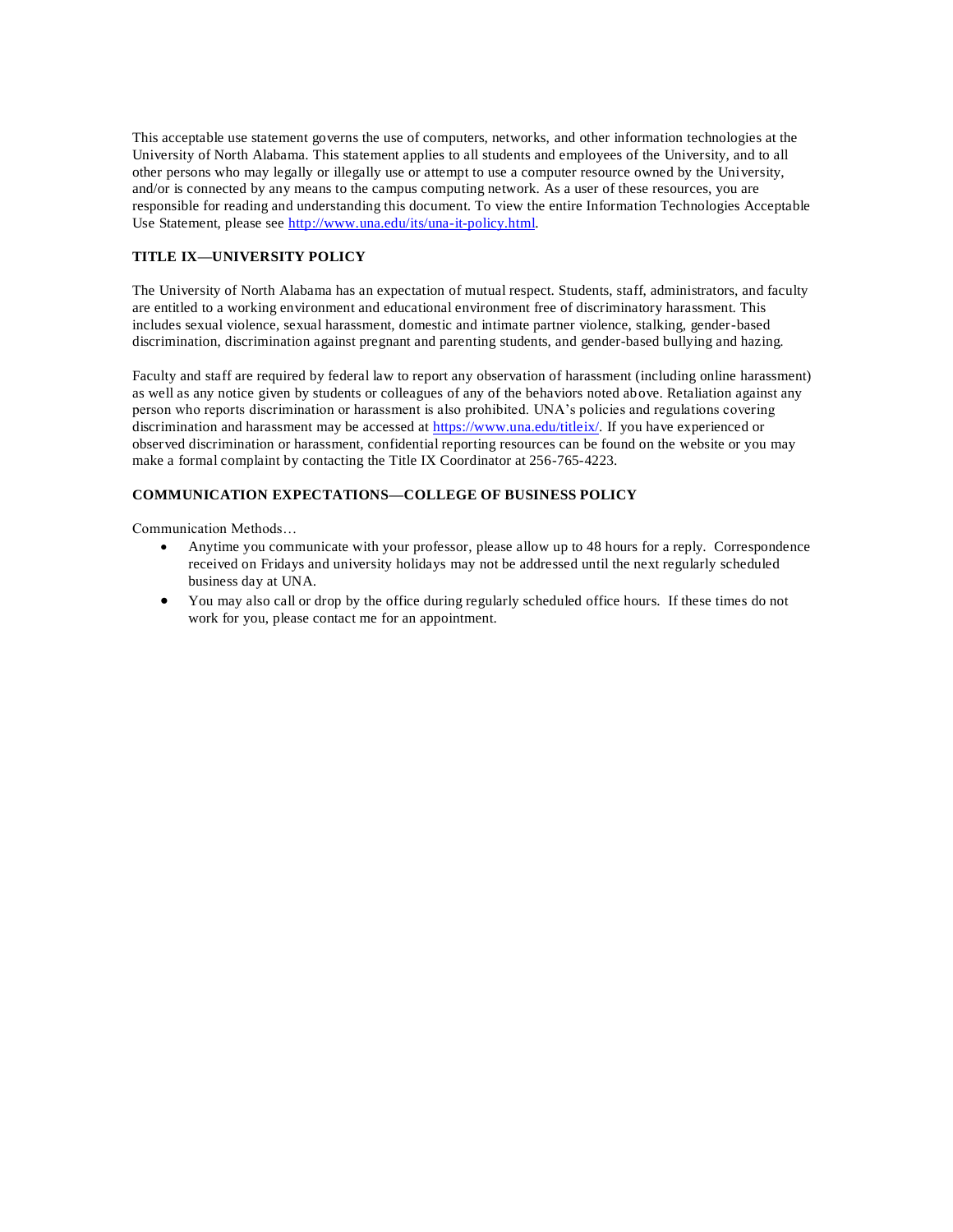This acceptable use statement governs the use of computers, networks, and other information technologies at the University of North Alabama. This statement applies to all students and employees of the University, and to all other persons who may legally or illegally use or attempt to use a computer resource owned by the University, and/or is connected by any means to the campus computing network. As a user of these resources, you are responsible for reading and understanding this document. To view the entire Information Technologies Acceptable Use Statement, please see http://www.una.edu/its/una-it-policy.html.

**TITLE IX—UNIVERSITY POLICY**

The University of North Alabama has an expectation of mutual respect. Students, staff, administrators, and faculty are entitled to a working environment and educational environment free of discriminatory harassment. This includes sexual violence, sexual harassment, domestic and intimate partner violence, stalking, gender-based discrimination, discrimination against pregnant and parenting students, and gender-based bullying and hazing.

Faculty and staff are required by federal law to report any observation of harassment (including online harassment) as well as any notice given by students or colleagues of any of the behaviors noted above. Retaliation against any person who reports discrimination or harassment is also prohibited. UNA's policies and regulations covering discrimination and harassment may be accessed at https://www.una.edu/titleix/. If you have experienced or observed discrimination or harassment, confidential reporting resources can be found on the website or you may make a formal complaint by contacting the Title IX Coordinator at 256-765-4223.

**COMMUNICATION EXPECTATIONS—COLLEGE OF BUSINESS POLICY**

Communication Methods…

- Anytime you communicate with your professor, please allow up to 48 hours for a reply. Correspondence received on Fridays and university holidays may not be addressed until the next regularly scheduled business day at UNA.
- You may also call or drop by the office during regularly scheduled office hours. If these times do not work for you, please contact me for an appointment.